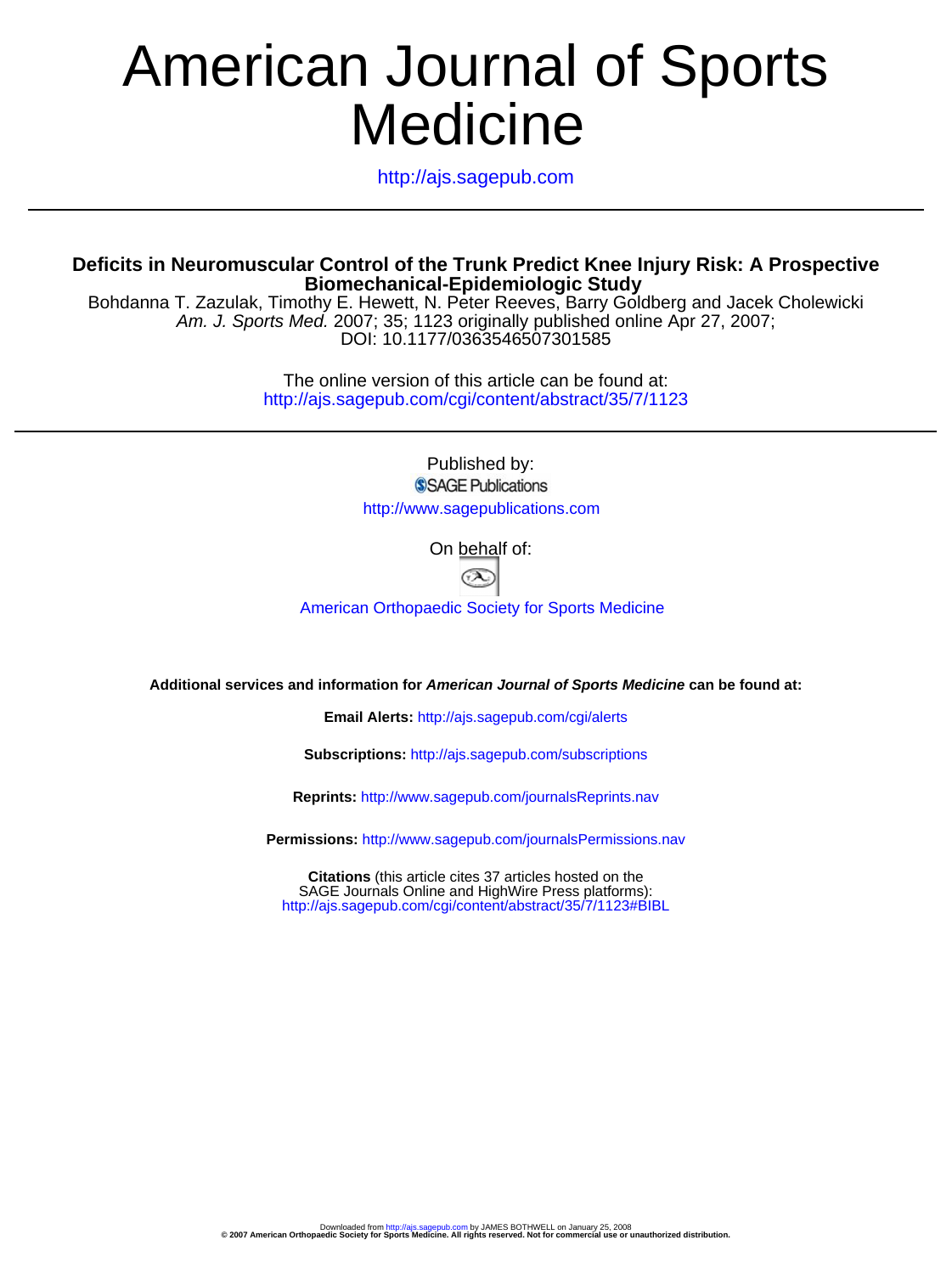# American Journal of Sports Medicine

http://ajs.sagepub.com

## Deficits in Neuromuscular Control of the Trunk Predict Knee Injury Risk: A Prospective Biomechanical-Epidemiologic Study

Bohdanna T. Zazulak, Timothy E. Hewett, N. Peter Reeves, Barry Goldberg and Jacek Cholewicki

*Am. J. Sports Med.* 2007; 35; 1123 originally published online Apr 27, 2007;

DOI: 10.1177/0363546507301585

The online version of this article can be found at:
http://ajs.sagepub.com/cgi/content/abstract/35/7/1123

Published by:

SAGE Publications

http://www.sagepublications.com

On behalf of:

American Orthopaedic Society for Sports Medicine

**Additional services and information for *American Journal of Sports Medicine* can be found at:**

**Email Alerts:** http://ajs.sagepub.com/cgi/alerts

**Subscriptions:** http://ajs.sagepub.com/subscriptions

**Reprints:** http://www.sagepub.com/journalsReprints.nav

**Permissions:** http://www.sagepub.com/journalsPermissions.nav

**Citations** (this article cites 37 articles hosted on the SAGE Journals Online and HighWire Press platforms):
http://ajs.sagepub.com/cgi/content/abstract/35/7/1123#BIBL

Downloaded from http://ajs.sagepub.com by JAMES BOTHWELL on January 25, 2008
**© 2007 American Orthopaedic Society for Sports Medicine. All rights reserved. Not for commercial use or unauthorized distribution.**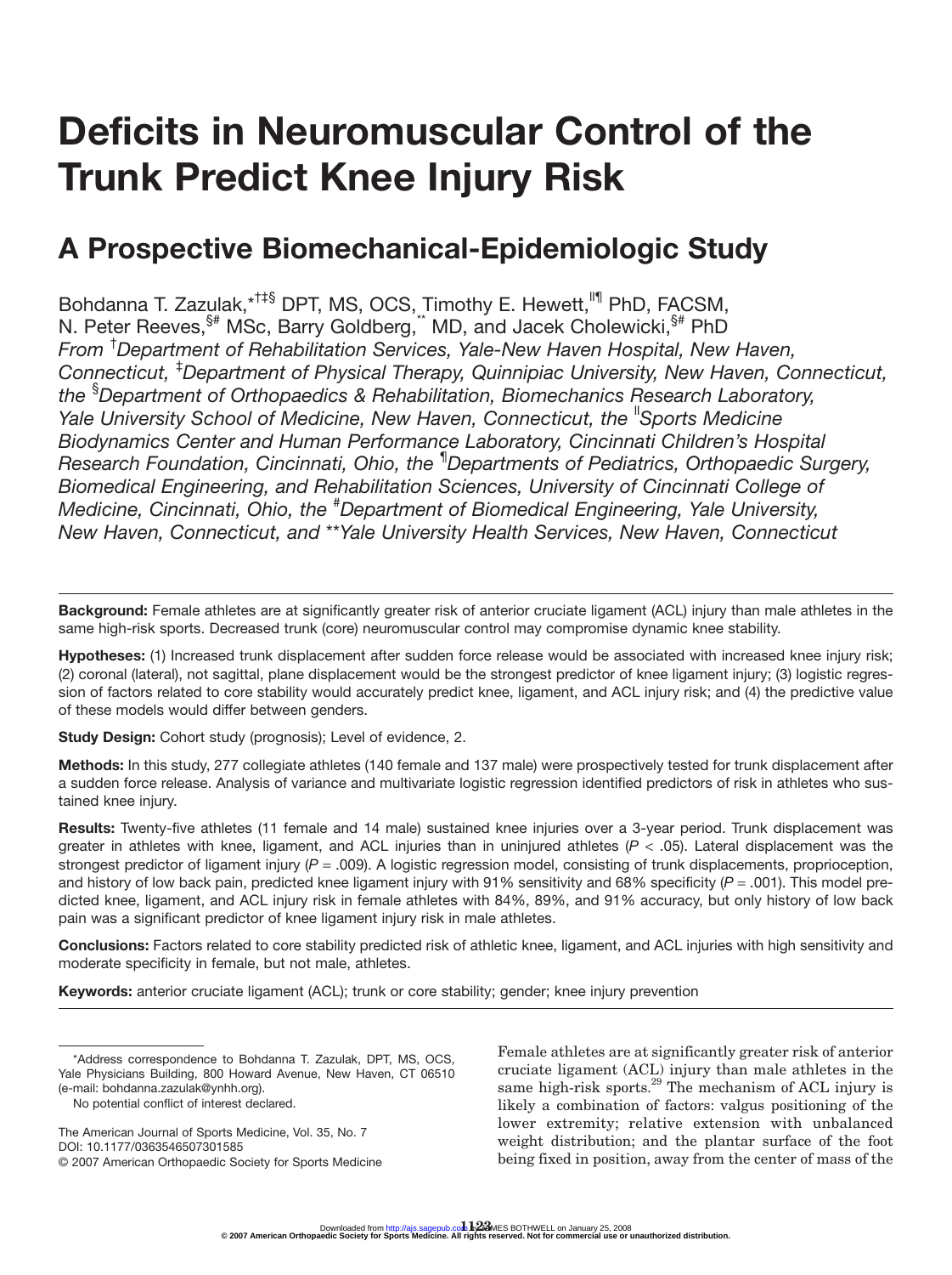# Deficits in Neuromuscular Control of the Trunk Predict Knee Injury Risk

## A Prospective Biomechanical-Epidemiologic Study

Bohdanna T. Zazulak,[*†‡§] DPT, MS, OCS, Timothy E. Hewett,[‖¶] PhD, FACSM, N. Peter Reeves,[§#] MSc, Barry Goldberg,[**] MD, and Jacek Cholewicki,[§#] PhD

*From [†]Department of Rehabilitation Services, Yale-New Haven Hospital, New Haven, Connecticut, [‡]Department of Physical Therapy, Quinnipiac University, New Haven, Connecticut, the [§]Department of Orthopaedics & Rehabilitation, Biomechanics Research Laboratory, Yale University School of Medicine, New Haven, Connecticut, the [‖]Sports Medicine Biodynamics Center and Human Performance Laboratory, Cincinnati Children's Hospital Research Foundation, Cincinnati, Ohio, the [¶]Departments of Pediatrics, Orthopaedic Surgery, Biomedical Engineering, and Rehabilitation Sciences, University of Cincinnati College of Medicine, Cincinnati, Ohio, the [#]Department of Biomedical Engineering, Yale University, New Haven, Connecticut, and **Yale University Health Services, New Haven, Connecticut*

**Background:** Female athletes are at significantly greater risk of anterior cruciate ligament (ACL) injury than male athletes in the same high-risk sports. Decreased trunk (core) neuromuscular control may compromise dynamic knee stability.

**Hypotheses:** (1) Increased trunk displacement after sudden force release would be associated with increased knee injury risk; (2) coronal (lateral), not sagittal, plane displacement would be the strongest predictor of knee ligament injury; (3) logistic regression of factors related to core stability would accurately predict knee, ligament, and ACL injury risk; and (4) the predictive value of these models would differ between genders.

**Study Design:** Cohort study (prognosis); Level of evidence, 2.

**Methods:** In this study, 277 collegiate athletes (140 female and 137 male) were prospectively tested for trunk displacement after a sudden force release. Analysis of variance and multivariate logistic regression identified predictors of risk in athletes who sustained knee injury.

**Results:** Twenty-five athletes (11 female and 14 male) sustained knee injuries over a 3-year period. Trunk displacement was greater in athletes with knee, ligament, and ACL injuries than in uninjured athletes ($P < .05$). Lateral displacement was the strongest predictor of ligament injury ($P = .009$). A logistic regression model, consisting of trunk displacements, proprioception, and history of low back pain, predicted knee ligament injury with 91% sensitivity and 68% specificity ($P = .001$). This model predicted knee, ligament, and ACL injury risk in female athletes with 84%, 89%, and 91% accuracy, but only history of low back pain was a significant predictor of knee ligament injury risk in male athletes.

**Conclusions:** Factors related to core stability predicted risk of athletic knee, ligament, and ACL injuries with high sensitivity and moderate specificity in female, but not male, athletes.

**Keywords:** anterior cruciate ligament (ACL); trunk or core stability; gender; knee injury prevention

Female athletes are at significantly greater risk of anterior cruciate ligament (ACL) injury than male athletes in the same high-risk sports.[29] The mechanism of ACL injury is likely a combination of factors: valgus positioning of the lower extremity; relative extension with unbalanced weight distribution; and the plantar surface of the foot being fixed in position, away from the center of mass of the

*Address correspondence to Bohdanna T. Zazulak, DPT, MS, OCS, Yale Physicians Building, 800 Howard Avenue, New Haven, CT 06510 (e-mail: bohdanna.zazulak@ynhh.org).

No potential conflict of interest declared.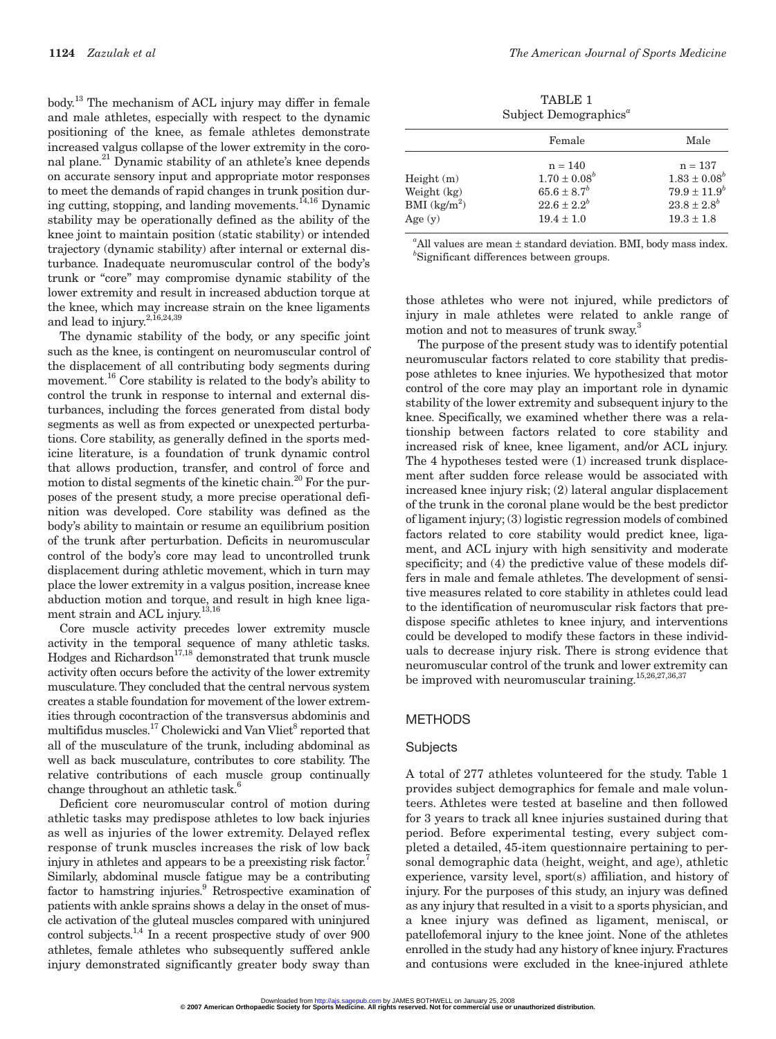body.[13] The mechanism of ACL injury may differ in female and male athletes, especially with respect to the dynamic positioning of the knee, as female athletes demonstrate increased valgus collapse of the lower extremity in the coronal plane.[21] Dynamic stability of an athlete's knee depends on accurate sensory input and appropriate motor responses to meet the demands of rapid changes in trunk position during cutting, stopping, and landing movements.[14,16] Dynamic stability may be operationally defined as the ability of the knee joint to maintain position (static stability) or intended trajectory (dynamic stability) after internal or external disturbance. Inadequate neuromuscular control of the body's trunk or "core" may compromise dynamic stability of the lower extremity and result in increased abduction torque at the knee, which may increase strain on the knee ligaments and lead to injury.[2,16,24,39]

The dynamic stability of the body, or any specific joint such as the knee, is contingent on neuromuscular control of the displacement of all contributing body segments during movement.[16] Core stability is related to the body's ability to control the trunk in response to internal and external disturbances, including the forces generated from distal body segments as well as from expected or unexpected perturbations. Core stability, as generally defined in the sports medicine literature, is a foundation of trunk dynamic control that allows production, transfer, and control of force and motion to distal segments of the kinetic chain.[20] For the purposes of the present study, a more precise operational definition was developed. Core stability was defined as the body's ability to maintain or resume an equilibrium position of the trunk after perturbation. Deficits in neuromuscular control of the body's core may lead to uncontrolled trunk displacement during athletic movement, which in turn may place the lower extremity in a valgus position, increase knee abduction motion and torque, and result in high knee ligament strain and ACL injury.[13,16]

Core muscle activity precedes lower extremity muscle activity in the temporal sequence of many athletic tasks. Hodges and Richardson[17,18] demonstrated that trunk muscle activity often occurs before the activity of the lower extremity musculature. They concluded that the central nervous system creates a stable foundation for movement of the lower extremities through cocontraction of the transversus abdominis and multifidus muscles.[17] Cholewicki and Van Vliet[8] reported that all of the musculature of the trunk, including abdominal as well as back musculature, contributes to core stability. The relative contributions of each muscle group continually change throughout an athletic task.[6]

Deficient core neuromuscular control of motion during athletic tasks may predispose athletes to low back injuries as well as injuries of the lower extremity. Delayed reflex response of trunk muscles increases the risk of low back injury in athletes and appears to be a preexisting risk factor.[7] Similarly, abdominal muscle fatigue may be a contributing factor to hamstring injuries.[9] Retrospective examination of patients with ankle sprains shows a delay in the onset of muscle activation of the gluteal muscles compared with uninjured control subjects.[1,4] In a recent prospective study of over 900 athletes, female athletes who subsequently suffered ankle injury demonstrated significantly greater body sway than those athletes who were not injured, while predictors of injury in male athletes were related to ankle range of motion and not to measures of trunk sway.[3]

The purpose of the present study was to identify potential neuromuscular factors related to core stability that predispose athletes to knee injuries. We hypothesized that motor control of the core may play an important role in dynamic stability of the lower extremity and subsequent injury to the knee. Specifically, we examined whether there was a relationship between factors related to core stability and increased risk of knee, knee ligament, and/or ACL injury. The 4 hypotheses tested were (1) increased trunk displacement after sudden force release would be associated with increased knee injury risk; (2) lateral angular displacement of the trunk in the coronal plane would be the best predictor of ligament injury; (3) logistic regression models of combined factors related to core stability would predict knee, ligament, and ACL injury with high sensitivity and moderate specificity; and (4) the predictive value of these models differs in male and female athletes. The development of sensitive measures related to core stability in athletes could lead to the identification of neuromuscular risk factors that predispose specific athletes to knee injury, and interventions could be developed to modify these factors in these individuals to decrease injury risk. There is strong evidence that neuromuscular control of the trunk and lower extremity can be improved with neuromuscular training.[15,26,27,36,37]

TABLE 1
Subject Demographics[a]

| | Female | Male |
|---|---|---|
| | n = 140 | n = 137 |
| Height (m) | 1.70 ± 0.08[b] | 1.83 ± 0.08[b] |
| Weight (kg) | 65.6 ± 8.7[b] | 79.9 ± 11.9[b] |
| BMI (kg/m$^2$) | 22.6 ± 2.2[b] | 23.8 ± 2.8[b] |
| Age (y) | 19.4 ± 1.0 | 19.3 ± 1.8 |

[a]All values are mean ± standard deviation. BMI, body mass index.
[b]Significant differences between groups.

## METHODS

### Subjects

A total of 277 athletes volunteered for the study. Table 1 provides subject demographics for female and male volunteers. Athletes were tested at baseline and then followed for 3 years to track all knee injuries sustained during that period. Before experimental testing, every subject completed a detailed, 45-item questionnaire pertaining to personal demographic data (height, weight, and age), athletic experience, varsity level, sport(s) affiliation, and history of injury. For the purposes of this study, an injury was defined as any injury that resulted in a visit to a sports physician, and a knee injury was defined as ligament, meniscal, or patellofemoral injury to the knee joint. None of the athletes enrolled in the study had any history of knee injury. Fractures and contusions were excluded in the knee-injured athlete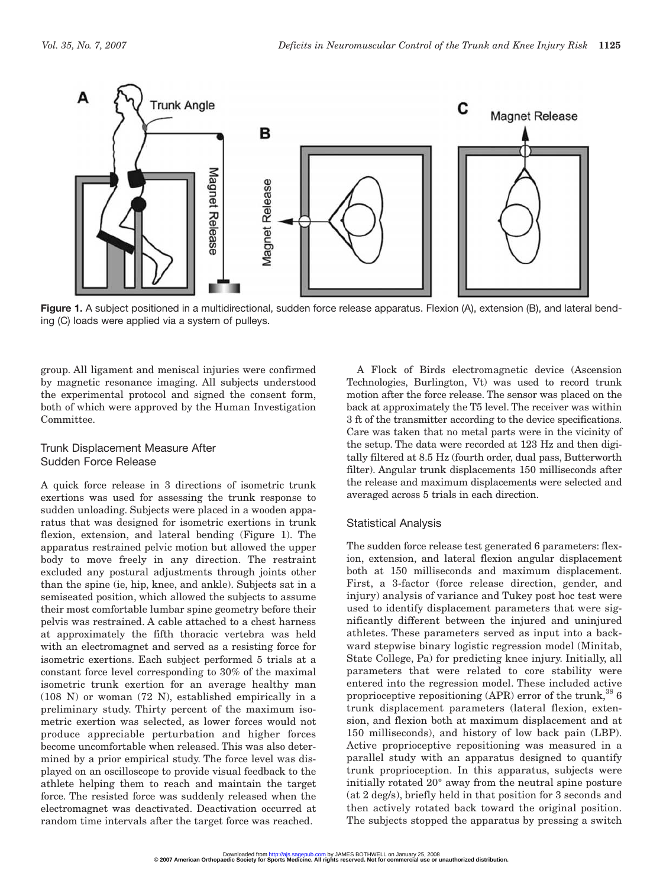**Figure 1.** A subject positioned in a multidirectional, sudden force release apparatus. Flexion (A), extension (B), and lateral bending (C) loads were applied via a system of pulleys.

group. All ligament and meniscal injuries were confirmed by magnetic resonance imaging. All subjects understood the experimental protocol and signed the consent form, both of which were approved by the Human Investigation Committee.

## Trunk Displacement Measure After Sudden Force Release

A quick force release in 3 directions of isometric trunk exertions was used for assessing the trunk response to sudden unloading. Subjects were placed in a wooden apparatus that was designed for isometric exertions in trunk flexion, extension, and lateral bending (Figure 1). The apparatus restrained pelvic motion but allowed the upper body to move freely in any direction. The restraint excluded any postural adjustments through joints other than the spine (ie, hip, knee, and ankle). Subjects sat in a semiseated position, which allowed the subjects to assume their most comfortable lumbar spine geometry before their pelvis was restrained. A cable attached to a chest harness at approximately the fifth thoracic vertebra was held with an electromagnet and served as a resisting force for isometric exertions. Each subject performed 5 trials at a constant force level corresponding to 30% of the maximal isometric trunk exertion for an average healthy man (108 N) or woman (72 N), established empirically in a preliminary study. Thirty percent of the maximum isometric exertion was selected, as lower forces would not produce appreciable perturbation and higher forces become uncomfortable when released. This was also determined by a prior empirical study. The force level was displayed on an oscilloscope to provide visual feedback to the athlete helping them to reach and maintain the target force. The resisted force was suddenly released when the electromagnet was deactivated. Deactivation occurred at random time intervals after the target force was reached.

A Flock of Birds electromagnetic device (Ascension Technologies, Burlington, Vt) was used to record trunk motion after the force release. The sensor was placed on the back at approximately the T5 level. The receiver was within 3 ft of the transmitter according to the device specifications. Care was taken that no metal parts were in the vicinity of the setup. The data were recorded at 123 Hz and then digitally filtered at 8.5 Hz (fourth order, dual pass, Butterworth filter). Angular trunk displacements 150 milliseconds after the release and maximum displacements were selected and averaged across 5 trials in each direction.

## Statistical Analysis

The sudden force release test generated 6 parameters: flexion, extension, and lateral flexion angular displacement both at 150 milliseconds and maximum displacement. First, a 3-factor (force release direction, gender, and injury) analysis of variance and Tukey post hoc test were used to identify displacement parameters that were significantly different between the injured and uninjured athletes. These parameters served as input into a backward stepwise binary logistic regression model (Minitab, State College, Pa) for predicting knee injury. Initially, all parameters that were related to core stability were entered into the regression model. These included active proprioceptive repositioning (APR) error of the trunk,[38] 6 trunk displacement parameters (lateral flexion, extension, and flexion both at maximum displacement and at 150 milliseconds), and history of low back pain (LBP). Active proprioceptive repositioning was measured in a parallel study with an apparatus designed to quantify trunk proprioception. In this apparatus, subjects were initially rotated 20° away from the neutral spine posture (at 2 deg/s), briefly held in that position for 3 seconds and then actively rotated back toward the original position. The subjects stopped the apparatus by pressing a switch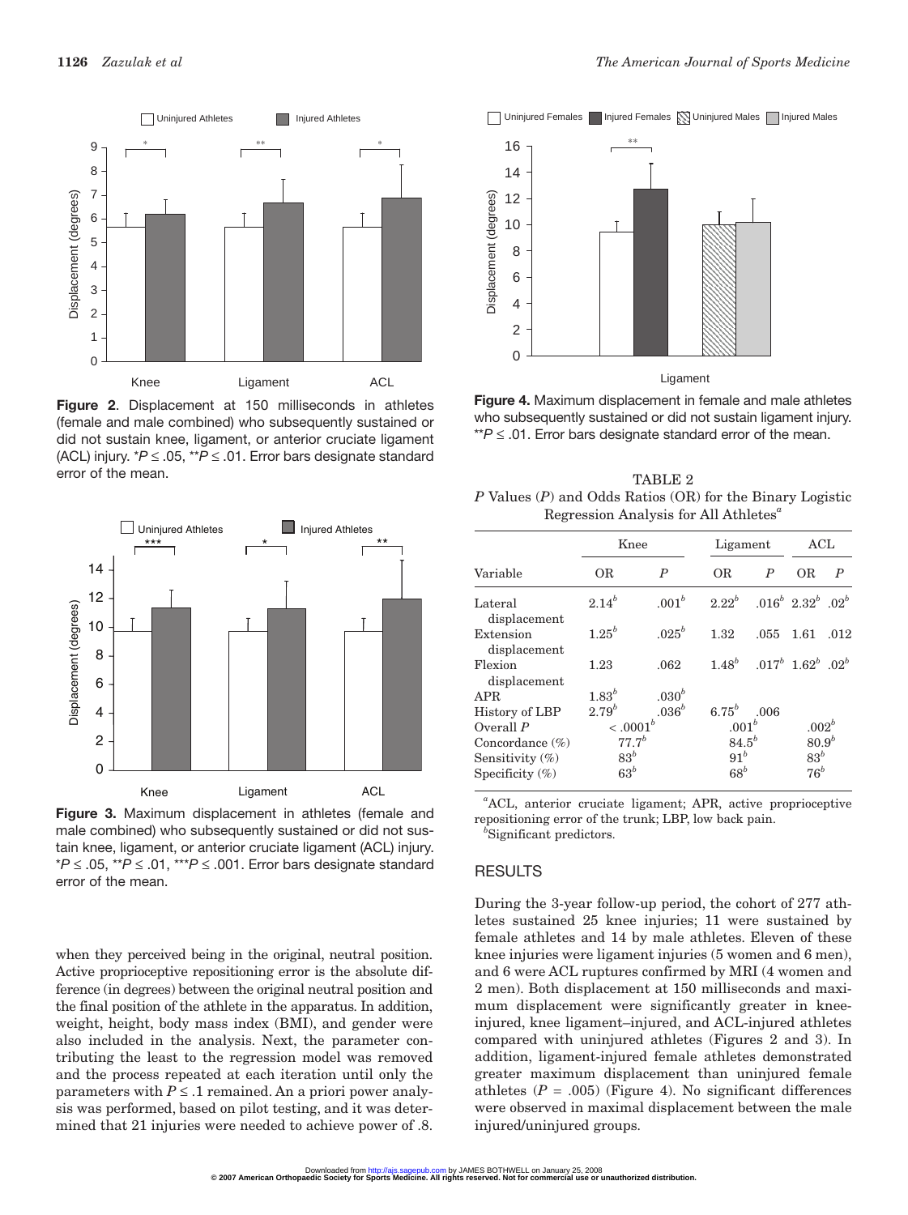Figure 2. Displacement at 150 milliseconds in athletes (female and male combined) who subsequently sustained or did not sustain knee, ligament, or anterior cruciate ligament (ACL) injury. $^{*}P \leq .05$, $^{**}P \leq .01$. Error bars designate standard error of the mean.

Figure 3. Maximum displacement in athletes (female and male combined) who subsequently sustained or did not sustain knee, ligament, or anterior cruciate ligament (ACL) injury. $^{*}P \leq .05$, $^{**}P \leq .01$, $^{***}P \leq .001$. Error bars designate standard error of the mean.

when they perceived being in the original, neutral position. Active proprioceptive repositioning error is the absolute difference (in degrees) between the original neutral position and the final position of the athlete in the apparatus. In addition, weight, height, body mass index (BMI), and gender were also included in the analysis. Next, the parameter contributing the least to the regression model was removed and the process repeated at each iteration until only the parameters with $P \leq .1$ remained. An a priori power analysis was performed, based on pilot testing, and it was determined that 21 injuries were needed to achieve power of .8.

Figure 4. Maximum displacement in female and male athletes who subsequently sustained or did not sustain ligament injury. $^{**}P \leq .01$. Error bars designate standard error of the mean.

TABLE 2
*P* Values (*P*) and Odds Ratios (OR) for the Binary Logistic Regression Analysis for All Athletes[a]

| Variable | Knee | | Ligament | | ACL | |
|---|---|---|---|---|---|---|
| | OR | *P* | OR | *P* | OR | *P* |
| Lateral displacement | 2.14[b] | .001[b] | 2.22[b] | .016[b] | 2.32[b] | .02[b] |
| Extension displacement | 1.25[b] | .025[b] | 1.32 | .055 | 1.61 | .012 |
| Flexion displacement | 1.23 | .062 | 1.48[b] | .017[b] | 1.62[b] | .02[b] |
| APR | 1.83[b] | .030[b] | | | | |
| History of LBP | 2.79[b] | .036[b] | 6.75[b] | .006 | | |
| Overall *P* | < .0001[b] | | .001[b] | | .002[b] | |
| Concordance (%) | 77.7[b] | | 84.5[b] | | 80.9[b] | |
| Sensitivity (%) | 83[b] | | 91[b] | | 83[b] | |
| Specificity (%) | 63[b] | | 68[b] | | 76[b] | |

[a]ACL, anterior cruciate ligament; APR, active proprioceptive repositioning error of the trunk; LBP, low back pain.
[b]Significant predictors.

## RESULTS

During the 3-year follow-up period, the cohort of 277 athletes sustained 25 knee injuries; 11 were sustained by female athletes and 14 by male athletes. Eleven of these knee injuries were ligament injuries (5 women and 6 men), and 6 were ACL ruptures confirmed by MRI (4 women and 2 men). Both displacement at 150 milliseconds and maximum displacement were significantly greater in knee-injured, knee ligament–injured, and ACL-injured athletes compared with uninjured athletes (Figures 2 and 3). In addition, ligament-injured female athletes demonstrated greater maximum displacement than uninjured female athletes ($P = .005$) (Figure 4). No significant differences were observed in maximal displacement between the male injured/uninjured groups.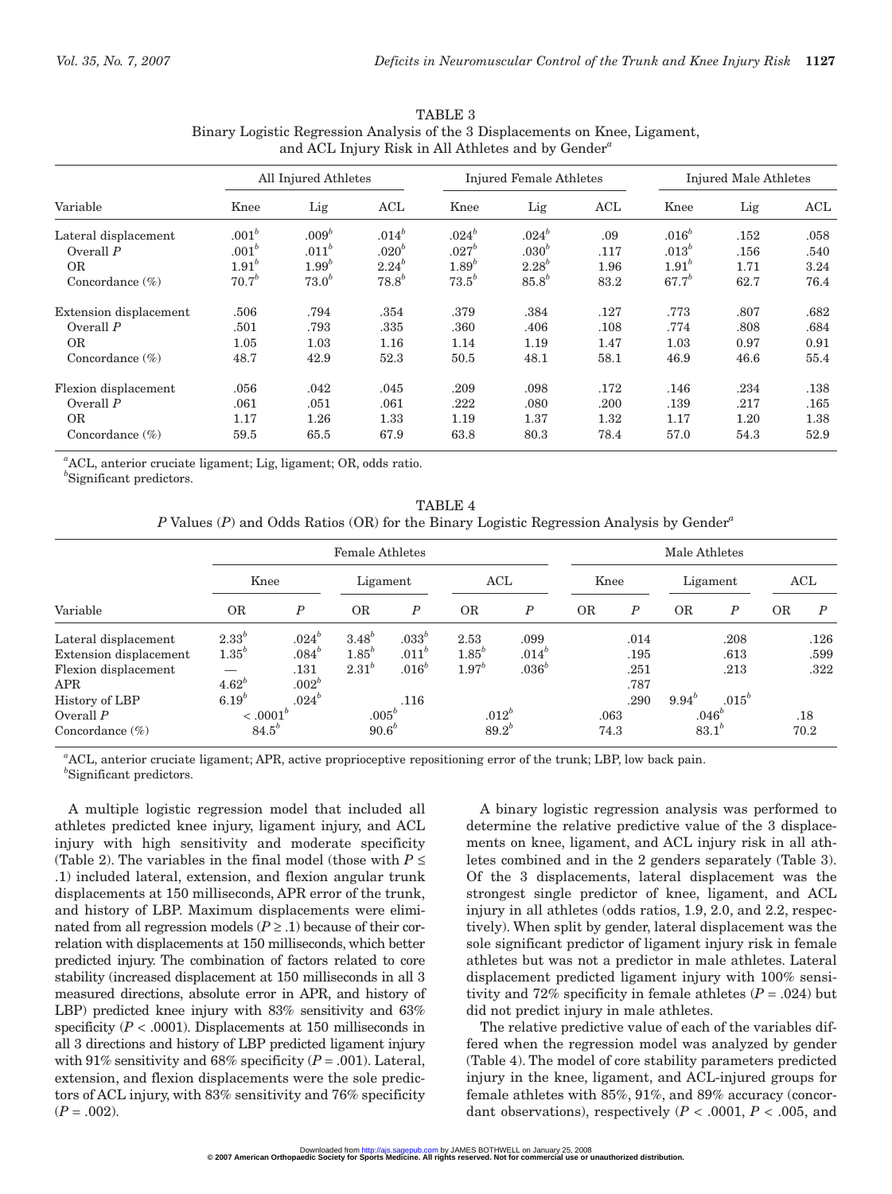TABLE 3
Binary Logistic Regression Analysis of the 3 Displacements on Knee, Ligament, and ACL Injury Risk in All Athletes and by Gender[a]

| | All Injured Athletes | | | Injured Female Athletes | | | Injured Male Athletes | | |
|---|---|---|---|---|---|---|---|---|---|
| Variable | Knee | Lig | ACL | Knee | Lig | ACL | Knee | Lig | ACL |
| Lateral displacement | .001[b] | .009[b] | .014[b] | .024[b] | .024[b] | .09 | .016[b] | .152 | .058 |
| Overall *P* | .001[b] | .011[b] | .020[b] | .027[b] | .030[b] | .117 | .013[b] | .156 | .540 |
| OR | 1.91[b] | 1.99[b] | 2.24[b] | 1.89[b] | 2.28[b] | 1.96 | 1.91[b] | 1.71 | 3.24 |
| Concordance (%) | 70.7[b] | 73.0[b] | 78.8[b] | 73.5[b] | 85.8[b] | 83.2 | 67.7[b] | 62.7 | 76.4 |
| Extension displacement | .506 | .794 | .354 | .379 | .384 | .127 | .773 | .807 | .682 |
| Overall *P* | .501 | .793 | .335 | .360 | .406 | .108 | .774 | .808 | .684 |
| OR | 1.05 | 1.03 | 1.16 | 1.14 | 1.19 | 1.47 | 1.03 | 0.97 | 0.91 |
| Concordance (%) | 48.7 | 42.9 | 52.3 | 50.5 | 48.1 | 58.1 | 46.9 | 46.6 | 55.4 |
| Flexion displacement | .056 | .042 | .045 | .209 | .098 | .172 | .146 | .234 | .138 |
| Overall *P* | .061 | .051 | .061 | .222 | .080 | .200 | .139 | .217 | .165 |
| OR | 1.17 | 1.26 | 1.33 | 1.19 | 1.37 | 1.32 | 1.17 | 1.20 | 1.38 |
| Concordance (%) | 59.5 | 65.5 | 67.9 | 63.8 | 80.3 | 78.4 | 57.0 | 54.3 | 52.9 |

[a]ACL, anterior cruciate ligament; Lig, ligament; OR, odds ratio.
[b]Significant predictors.

TABLE 4
*P* Values (*P*) and Odds Ratios (OR) for the Binary Logistic Regression Analysis by Gender[a]

| | Female Athletes | | | | | | Male Athletes | | | | | |
|---|---|---|---|---|---|---|---|---|---|---|---|---|
| | Knee | | Ligament | | ACL | | Knee | | Ligament | | ACL | |
| Variable | OR | *P* | OR | *P* | OR | *P* | OR | *P* | OR | *P* | OR | *P* |
| Lateral displacement | 2.33[b] | .024[b] | 3.48[b] | .033[b] | 2.53 | .099 | | .014 | | .208 | | .126 |
| Extension displacement | 1.35[b] | .084[b] | 1.85[b] | .011[b] | 1.85[b] | .014[b] | | .195 | | .613 | | .599 |
| Flexion displacement | — | .131 | 2.31[b] | .016[b] | 1.97[b] | .036[b] | | .251 | | .213 | | .322 |
| APR | 4.62[b] | .002[b] | | | | | | .787 | | | | |
| History of LBP | 6.19[b] | .024[b] | | .116 | | | | .290 | 9.94[b] | .015[b] | | |
| Overall *P* | < .0001[b] | | .005[b] | | .012[b] | | .063 | | .046[b] | | .18 | |
| Concordance (%) | 84.5[b] | | 90.6[b] | | 89.2[b] | | 74.3 | | 83.1[b] | | 70.2 | |

[a]ACL, anterior cruciate ligament; APR, active proprioceptive repositioning error of the trunk; LBP, low back pain.
[b]Significant predictors.

A multiple logistic regression model that included all athletes predicted knee injury, ligament injury, and ACL injury with high sensitivity and moderate specificity (Table 2). The variables in the final model (those with $P \le .1$) included lateral, extension, and flexion angular trunk displacements at 150 milliseconds, APR error of the trunk, and history of LBP. Maximum displacements were eliminated from all regression models ($P \ge .1$) because of their correlation with displacements at 150 milliseconds, which better predicted injury. The combination of factors related to core stability (increased displacement at 150 milliseconds in all 3 measured directions, absolute error in APR, and history of LBP) predicted knee injury with 83% sensitivity and 63% specificity ($P < .0001$). Displacements at 150 milliseconds in all 3 directions and history of LBP predicted ligament injury with 91% sensitivity and 68% specificity ($P = .001$). Lateral, extension, and flexion displacements were the sole predictors of ACL injury, with 83% sensitivity and 76% specificity ($P = .002$).

A binary logistic regression analysis was performed to determine the relative predictive value of the 3 displacements on knee, ligament, and ACL injury risk in all athletes combined and in the 2 genders separately (Table 3). Of the 3 displacements, lateral displacement was the strongest single predictor of knee, ligament, and ACL injury in all athletes (odds ratios, 1.9, 2.0, and 2.2, respectively). When split by gender, lateral displacement was the sole significant predictor of ligament injury risk in female athletes but was not a predictor in male athletes. Lateral displacement predicted ligament injury with 100% sensitivity and 72% specificity in female athletes ($P = .024$) but did not predict injury in male athletes.

The relative predictive value of each of the variables differed when the regression model was analyzed by gender (Table 4). The model of core stability parameters predicted injury in the knee, ligament, and ACL-injured groups for female athletes with 85%, 91%, and 89% accuracy (concordant observations), respectively ($P < .0001$, $P < .005$, and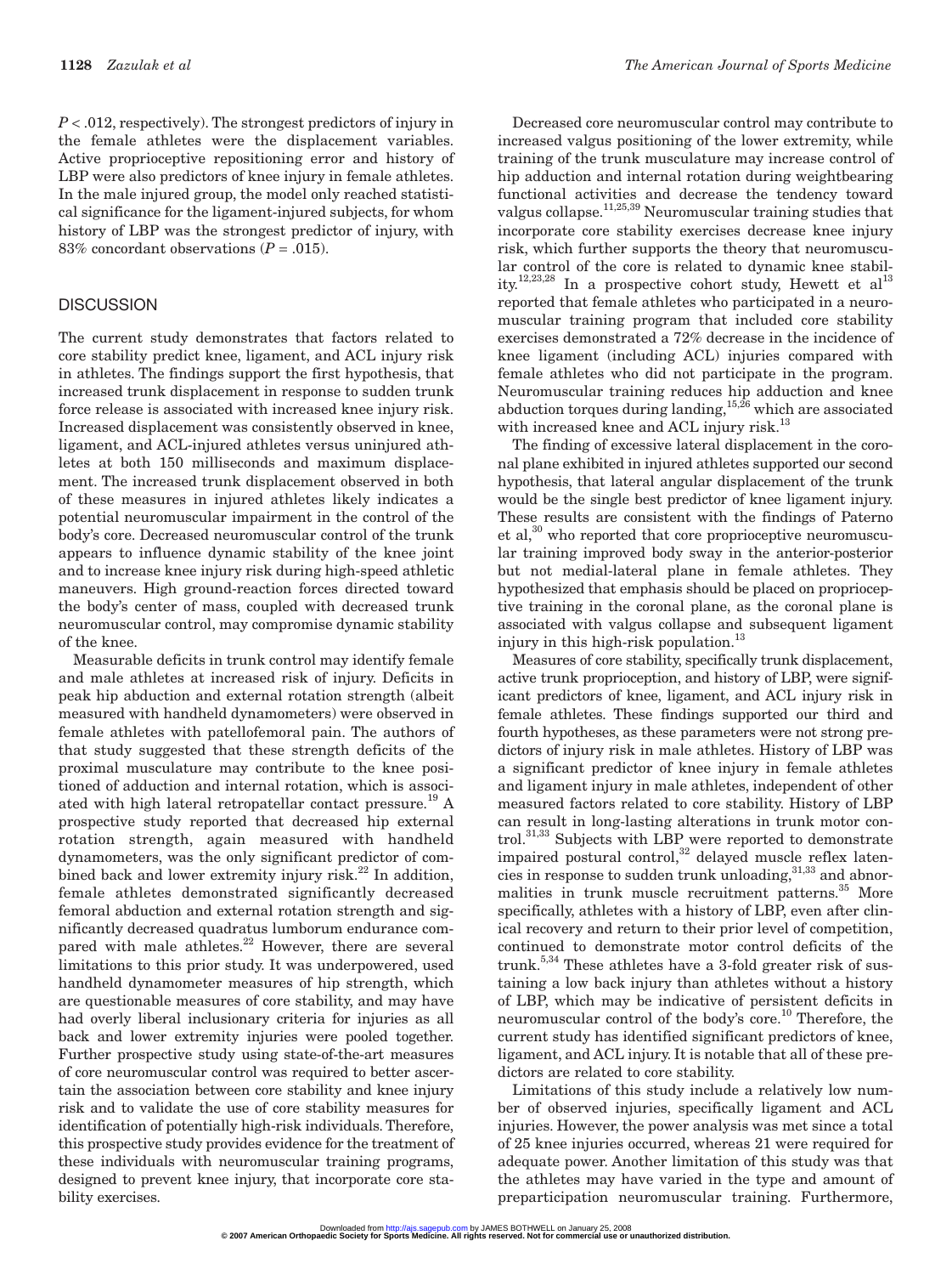$P < .012$, respectively). The strongest predictors of injury in the female athletes were the displacement variables. Active proprioceptive repositioning error and history of LBP were also predictors of knee injury in female athletes. In the male injured group, the model only reached statistical significance for the ligament-injured subjects, for whom history of LBP was the strongest predictor of injury, with 83% concordant observations ($P = .015$).

## DISCUSSION

The current study demonstrates that factors related to core stability predict knee, ligament, and ACL injury risk in athletes. The findings support the first hypothesis, that increased trunk displacement in response to sudden trunk force release is associated with increased knee injury risk. Increased displacement was consistently observed in knee, ligament, and ACL-injured athletes versus uninjured athletes at both 150 milliseconds and maximum displacement. The increased trunk displacement observed in both of these measures in injured athletes likely indicates a potential neuromuscular impairment in the control of the body's core. Decreased neuromuscular control of the trunk appears to influence dynamic stability of the knee joint and to increase knee injury risk during high-speed athletic maneuvers. High ground-reaction forces directed toward the body's center of mass, coupled with decreased trunk neuromuscular control, may compromise dynamic stability of the knee.

Measurable deficits in trunk control may identify female and male athletes at increased risk of injury. Deficits in peak hip abduction and external rotation strength (albeit measured with handheld dynamometers) were observed in female athletes with patellofemoral pain. The authors of that study suggested that these strength deficits of the proximal musculature may contribute to the knee positioned of adduction and internal rotation, which is associated with high lateral retropatellar contact pressure.[19] A prospective study reported that decreased hip external rotation strength, again measured with handheld dynamometers, was the only significant predictor of combined back and lower extremity injury risk.[22] In addition, female athletes demonstrated significantly decreased femoral abduction and external rotation strength and significantly decreased quadratus lumborum endurance compared with male athletes.[22] However, there are several limitations to this prior study. It was underpowered, used handheld dynamometer measures of hip strength, which are questionable measures of core stability, and may have had overly liberal inclusionary criteria for injuries as all back and lower extremity injuries were pooled together. Further prospective study using state-of-the-art measures of core neuromuscular control was required to better ascertain the association between core stability and knee injury risk and to validate the use of core stability measures for identification of potentially high-risk individuals. Therefore, this prospective study provides evidence for the treatment of these individuals with neuromuscular training programs, designed to prevent knee injury, that incorporate core stability exercises.

Decreased core neuromuscular control may contribute to increased valgus positioning of the lower extremity, while training of the trunk musculature may increase control of hip adduction and internal rotation during weightbearing functional activities and decrease the tendency toward valgus collapse.[11,25,39] Neuromuscular training studies that incorporate core stability exercises decrease knee injury risk, which further supports the theory that neuromuscular control of the core is related to dynamic knee stability.[12,23,28] In a prospective cohort study, Hewett et al[13] reported that female athletes who participated in a neuromuscular training program that included core stability exercises demonstrated a 72% decrease in the incidence of knee ligament (including ACL) injuries compared with female athletes who did not participate in the program. Neuromuscular training reduces hip adduction and knee abduction torques during landing,[15,26] which are associated with increased knee and ACL injury risk.[13]

The finding of excessive lateral displacement in the coronal plane exhibited in injured athletes supported our second hypothesis, that lateral angular displacement of the trunk would be the single best predictor of knee ligament injury. These results are consistent with the findings of Paterno et al,[30] who reported that core proprioceptive neuromuscular training improved body sway in the anterior-posterior but not medial-lateral plane in female athletes. They hypothesized that emphasis should be placed on proprioceptive training in the coronal plane, as the coronal plane is associated with valgus collapse and subsequent ligament injury in this high-risk population.[13]

Measures of core stability, specifically trunk displacement, active trunk proprioception, and history of LBP, were significant predictors of knee, ligament, and ACL injury risk in female athletes. These findings supported our third and fourth hypotheses, as these parameters were not strong predictors of injury risk in male athletes. History of LBP was a significant predictor of knee injury in female athletes and ligament injury in male athletes, independent of other measured factors related to core stability. History of LBP can result in long-lasting alterations in trunk motor control.[31,33] Subjects with LBP were reported to demonstrate impaired postural control,[32] delayed muscle reflex latencies in response to sudden trunk unloading,[31,33] and abnormalities in trunk muscle recruitment patterns.[35] More specifically, athletes with a history of LBP, even after clinical recovery and return to their prior level of competition, continued to demonstrate motor control deficits of the trunk.[5,34] These athletes have a 3-fold greater risk of sustaining a low back injury than athletes without a history of LBP, which may be indicative of persistent deficits in neuromuscular control of the body's core.[10] Therefore, the current study has identified significant predictors of knee, ligament, and ACL injury. It is notable that all of these predictors are related to core stability.

Limitations of this study include a relatively low number of observed injuries, specifically ligament and ACL injuries. However, the power analysis was met since a total of 25 knee injuries occurred, whereas 21 were required for adequate power. Another limitation of this study was that the athletes may have varied in the type and amount of preparticipation neuromuscular training. Furthermore,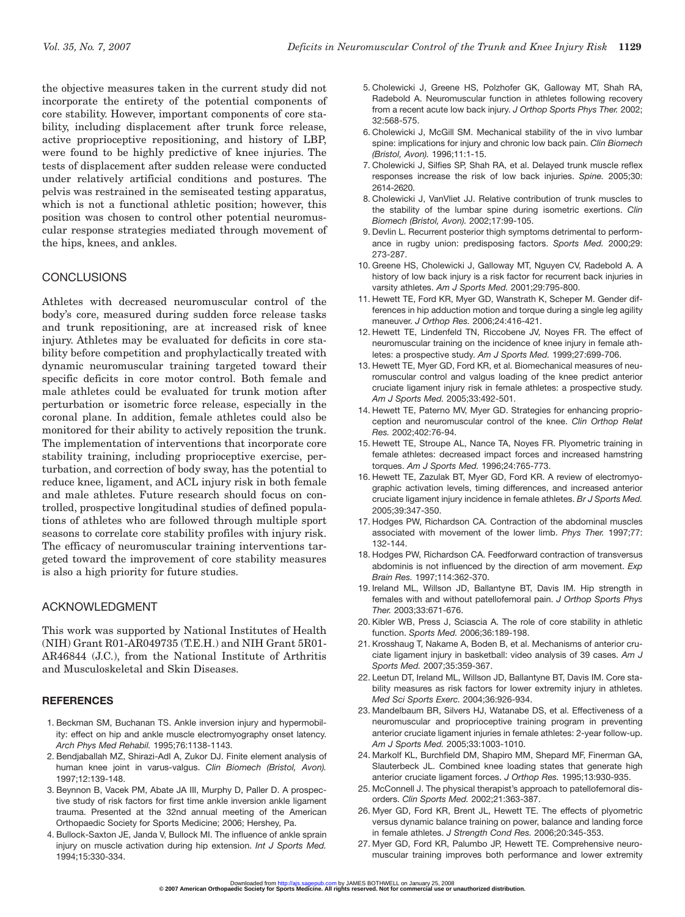the objective measures taken in the current study did not incorporate the entirety of the potential components of core stability. However, important components of core stability, including displacement after trunk force release, active proprioceptive repositioning, and history of LBP, were found to be highly predictive of knee injuries. The tests of displacement after sudden release were conducted under relatively artificial conditions and postures. The pelvis was restrained in the semiseated testing apparatus, which is not a functional athletic position; however, this position was chosen to control other potential neuromuscular response strategies mediated through movement of the hips, knees, and ankles.

## CONCLUSIONS

Athletes with decreased neuromuscular control of the body's core, measured during sudden force release tasks and trunk repositioning, are at increased risk of knee injury. Athletes may be evaluated for deficits in core stability before competition and prophylactically treated with dynamic neuromuscular training targeted toward their specific deficits in core motor control. Both female and male athletes could be evaluated for trunk motion after perturbation or isometric force release, especially in the coronal plane. In addition, female athletes could also be monitored for their ability to actively reposition the trunk. The implementation of interventions that incorporate core stability training, including proprioceptive exercise, perturbation, and correction of body sway, has the potential to reduce knee, ligament, and ACL injury risk in both female and male athletes. Future research should focus on controlled, prospective longitudinal studies of defined populations of athletes who are followed through multiple sport seasons to correlate core stability profiles with injury risk. The efficacy of neuromuscular training interventions targeted toward the improvement of core stability measures is also a high priority for future studies.

## ACKNOWLEDGMENT

This work was supported by National Institutes of Health (NIH) Grant R01-AR049735 (T.E.H.) and NIH Grant 5R01-AR46844 (J.C.), from the National Institute of Arthritis and Musculoskeletal and Skin Diseases.

## REFERENCES

1. Beckman SM, Buchanan TS. Ankle inversion injury and hypermobility: effect on hip and ankle muscle electromyography onset latency. *Arch Phys Med Rehabil.* 1995;76:1138-1143.
2. Bendjaballah MZ, Shirazi-Adl A, Zukor DJ. Finite element analysis of human knee joint in varus-valgus. *Clin Biomech (Bristol, Avon).* 1997;12:139-148.
3. Beynnon B, Vacek PM, Abate JA III, Murphy D, Paller D. A prospective study of risk factors for first time ankle inversion ankle ligament trauma. Presented at the 32nd annual meeting of the American Orthopaedic Society for Sports Medicine; 2006; Hershey, Pa.
4. Bullock-Saxton JE, Janda V, Bullock MI. The influence of ankle sprain injury on muscle activation during hip extension. *Int J Sports Med.* 1994;15:330-334.
5. Cholewicki J, Greene HS, Polzhofer GK, Galloway MT, Shah RA, Radebold A. Neuromuscular function in athletes following recovery from a recent acute low back injury. *J Orthop Sports Phys Ther.* 2002;32:568-575.
6. Cholewicki J, McGill SM. Mechanical stability of the in vivo lumbar spine: implications for injury and chronic low back pain. *Clin Biomech (Bristol, Avon).* 1996;11:1-15.
7. Cholewicki J, Silfies SP, Shah RA, et al. Delayed trunk muscle reflex responses increase the risk of low back injuries. *Spine.* 2005;30:2614-2620.
8. Cholewicki J, VanVliet JJ. Relative contribution of trunk muscles to the stability of the lumbar spine during isometric exertions. *Clin Biomech (Bristol, Avon).* 2002;17:99-105.
9. Devlin L. Recurrent posterior thigh symptoms detrimental to performance in rugby union: predisposing factors. *Sports Med.* 2000;29:273-287.
10. Greene HS, Cholewicki J, Galloway MT, Nguyen CV, Radebold A. A history of low back injury is a risk factor for recurrent back injuries in varsity athletes. *Am J Sports Med.* 2001;29:795-800.
11. Hewett TE, Ford KR, Myer GD, Wanstrath K, Scheper M. Gender differences in hip adduction motion and torque during a single leg agility maneuver. *J Orthop Res.* 2006;24:416-421.
12. Hewett TE, Lindenfeld TN, Riccobene JV, Noyes FR. The effect of neuromuscular training on the incidence of knee injury in female athletes: a prospective study. *Am J Sports Med.* 1999;27:699-706.
13. Hewett TE, Myer GD, Ford KR, et al. Biomechanical measures of neuromuscular control and valgus loading of the knee predict anterior cruciate ligament injury risk in female athletes: a prospective study. *Am J Sports Med.* 2005;33:492-501.
14. Hewett TE, Paterno MV, Myer GD. Strategies for enhancing proprioception and neuromuscular control of the knee. *Clin Orthop Relat Res.* 2002;402:76-94.
15. Hewett TE, Stroupe AL, Nance TA, Noyes FR. Plyometric training in female athletes: decreased impact forces and increased hamstring torques. *Am J Sports Med.* 1996;24:765-773.
16. Hewett TE, Zazulak BT, Myer GD, Ford KR. A review of electromyographic activation levels, timing differences, and increased anterior cruciate ligament injury incidence in female athletes. *Br J Sports Med.* 2005;39:347-350.
17. Hodges PW, Richardson CA. Contraction of the abdominal muscles associated with movement of the lower limb. *Phys Ther.* 1997;77:132-144.
18. Hodges PW, Richardson CA. Feedforward contraction of transversus abdominis is not influenced by the direction of arm movement. *Exp Brain Res.* 1997;114:362-370.
19. Ireland ML, Willson JD, Ballantyne BT, Davis IM. Hip strength in females with and without patellofemoral pain. *J Orthop Sports Phys Ther.* 2003;33:671-676.
20. Kibler WB, Press J, Sciascia A. The role of core stability in athletic function. *Sports Med.* 2006;36:189-198.
21. Krosshaug T, Nakame A, Boden B, et al. Mechanisms of anterior cruciate ligament injury in basketball: video analysis of 39 cases. *Am J Sports Med.* 2007;35:359-367.
22. Leetun DT, Ireland ML, Willson JD, Ballantyne BT, Davis IM. Core stability measures as risk factors for lower extremity injury in athletes. *Med Sci Sports Exerc.* 2004;36:926-934.
23. Mandelbaum BR, Silvers HJ, Watanabe DS, et al. Effectiveness of a neuromuscular and proprioceptive training program in preventing anterior cruciate ligament injuries in female athletes: 2-year follow-up. *Am J Sports Med.* 2005;33:1003-1010.
24. Markolf KL, Burchfield DM, Shapiro MM, Shepard MF, Finerman GA, Slauterbeck JL. Combined knee loading states that generate high anterior cruciate ligament forces. *J Orthop Res.* 1995;13:930-935.
25. McConnell J. The physical therapist's approach to patellofemoral disorders. *Clin Sports Med.* 2002;21:363-387.
26. Myer GD, Ford KR, Brent JL, Hewett TE. The effects of plyometric versus dynamic balance training on power, balance and landing force in female athletes. *J Strength Cond Res.* 2006;20:345-353.
27. Myer GD, Ford KR, Palumbo JP, Hewett TE. Comprehensive neuromuscular training improves both performance and lower extremity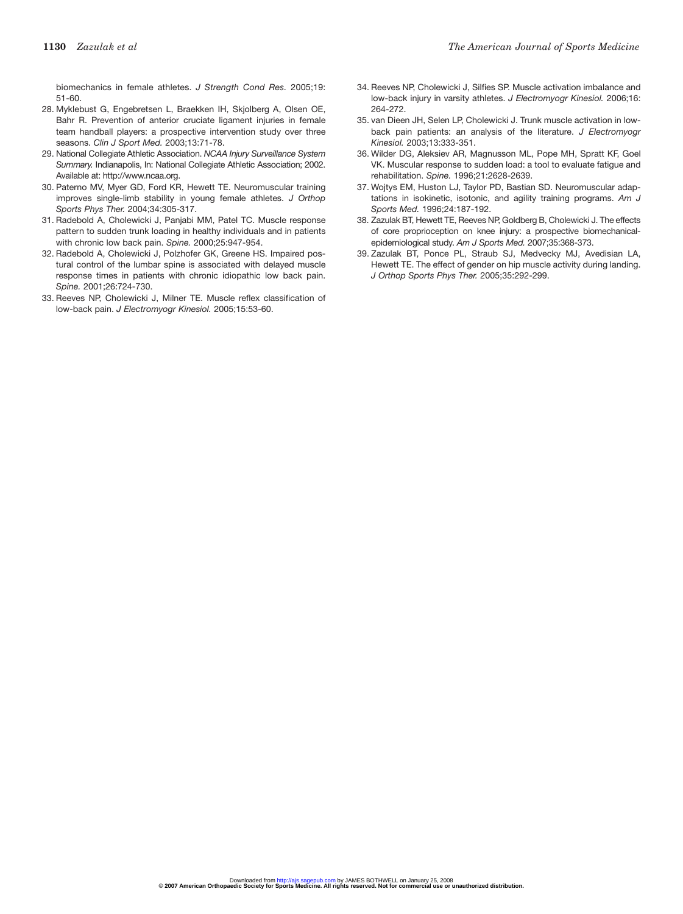biomechanics in female athletes. *J Strength Cond Res.* 2005;19: 51-60.

28. Myklebust G, Engebretsen L, Braekken IH, Skjolberg A, Olsen OE, Bahr R. Prevention of anterior cruciate ligament injuries in female team handball players: a prospective intervention study over three seasons. *Clin J Sport Med.* 2003;13:71-78.
29. National Collegiate Athletic Association. *NCAA Injury Surveillance System Summary.* Indianapolis, In: National Collegiate Athletic Association; 2002. Available at: http://www.ncaa.org.
30. Paterno MV, Myer GD, Ford KR, Hewett TE. Neuromuscular training improves single-limb stability in young female athletes. *J Orthop Sports Phys Ther.* 2004;34:305-317.
31. Radebold A, Cholewicki J, Panjabi MM, Patel TC. Muscle response pattern to sudden trunk loading in healthy individuals and in patients with chronic low back pain. *Spine.* 2000;25:947-954.
32. Radebold A, Cholewicki J, Polzhofer GK, Greene HS. Impaired postural control of the lumbar spine is associated with delayed muscle response times in patients with chronic idiopathic low back pain. *Spine.* 2001;26:724-730.
33. Reeves NP, Cholewicki J, Milner TE. Muscle reflex classification of low-back pain. *J Electromyogr Kinesiol.* 2005;15:53-60.
34. Reeves NP, Cholewicki J, Silfies SP. Muscle activation imbalance and low-back injury in varsity athletes. *J Electromyogr Kinesiol.* 2006;16: 264-272.
35. van Dieen JH, Selen LP, Cholewicki J. Trunk muscle activation in low-back pain patients: an analysis of the literature. *J Electromyogr Kinesiol.* 2003;13:333-351.
36. Wilder DG, Aleksiev AR, Magnusson ML, Pope MH, Spratt KF, Goel VK. Muscular response to sudden load: a tool to evaluate fatigue and rehabilitation. *Spine.* 1996;21:2628-2639.
37. Wojtys EM, Huston LJ, Taylor PD, Bastian SD. Neuromuscular adaptations in isokinetic, isotonic, and agility training programs. *Am J Sports Med.* 1996;24:187-192.
38. Zazulak BT, Hewett TE, Reeves NP, Goldberg B, Cholewicki J. The effects of core proprioception on knee injury: a prospective biomechanical-epidemiological study. *Am J Sports Med.* 2007;35:368-373.
39. Zazulak BT, Ponce PL, Straub SJ, Medvecky MJ, Avedisian LA, Hewett TE. The effect of gender on hip muscle activity during landing. *J Orthop Sports Phys Ther.* 2005;35:292-299.